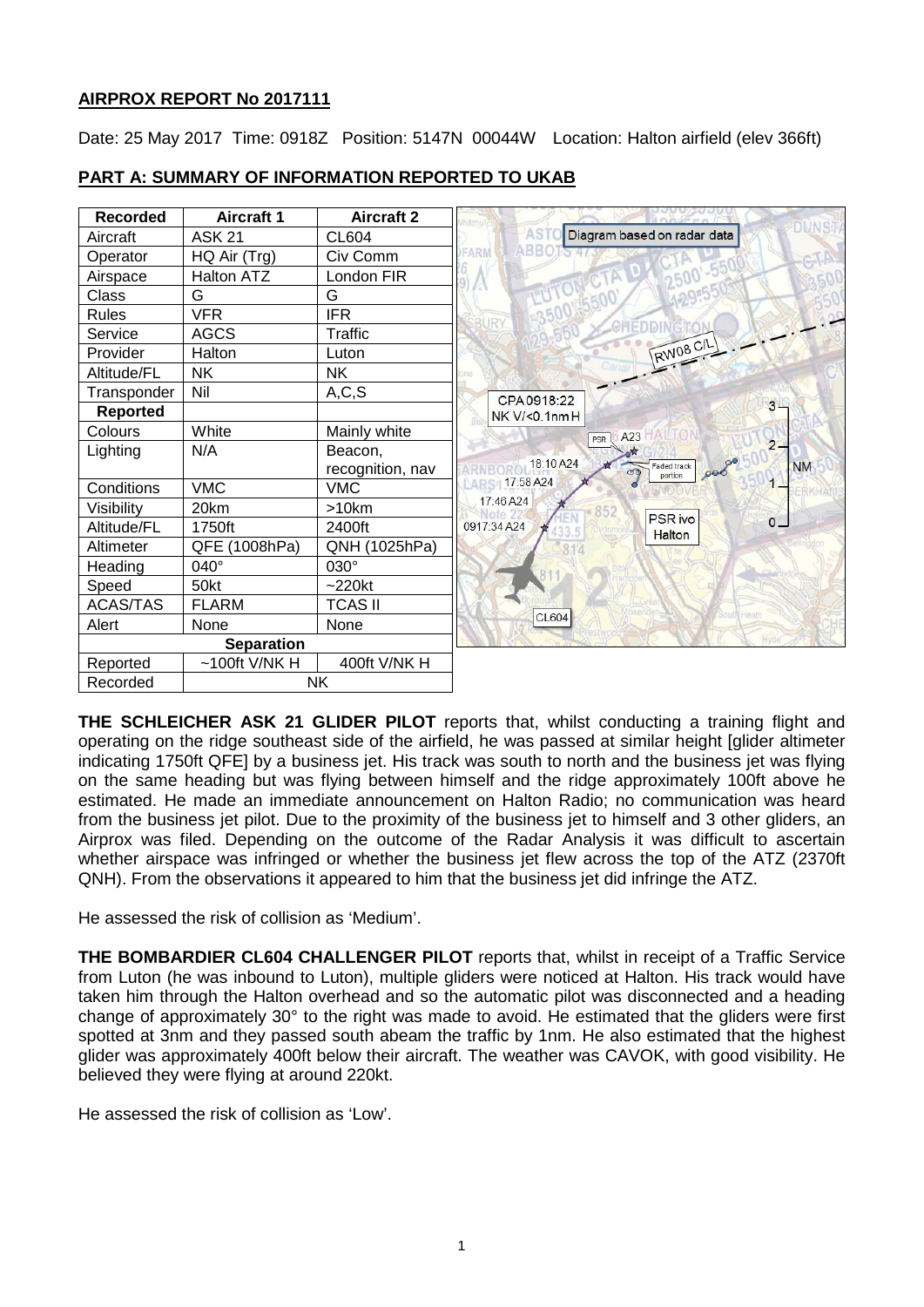# AIRPROX REPORT No 2017111

Date: 25 May 2017 Time: 0918Z Position: 5147N 00044W Location: Halton airfield (elev 366ft)

## PART A: SUMMARY OF INFORMATION REPORTED TO UKAB

| Recorded | Aircraft 1 | Aircraft 2 |
|---|---|---|
| Aircraft | ASK 21 | CL604 |
| Operator | HQ Air (Trg) | Civ Comm |
| Airspace | Halton ATZ | London FIR |
| Class | G | G |
| Rules | VFR | IFR |
| Service | AGCS | Traffic |
| Provider | Halton | Luton |
| Altitude/FL | NK | NK |
| Transponder | Nil | A,C,S |
| **Reported** | | |
| Colours | White | Mainly white |
| Lighting | N/A | Beacon, recognition, nav |
| Conditions | VMC | VMC |
| Visibility | 20km | >10km |
| Altitude/FL | 1750ft | 2400ft |
| Altimeter | QFE (1008hPa) | QNH (1025hPa) |
| Heading | 040° | 030° |
| Speed | 50kt | ~220kt |
| ACAS/TAS | FLARM | TCAS II |
| Alert | None | None |
| **Separation** | | |
| Reported | ~100ft V/NK H | 400ft V/NK H |
| Recorded | NK | |

Diagram based on radar data

**THE SCHLEICHER ASK 21 GLIDER PILOT** reports that, whilst conducting a training flight and operating on the ridge southeast side of the airfield, he was passed at similar height [glider altimeter indicating 1750ft QFE] by a business jet. His track was south to north and the business jet was flying on the same heading but was flying between himself and the ridge approximately 100ft above he estimated. He made an immediate announcement on Halton Radio; no communication was heard from the business jet pilot. Due to the proximity of the business jet to himself and 3 other gliders, an Airprox was filed. Depending on the outcome of the Radar Analysis it was difficult to ascertain whether airspace was infringed or whether the business jet flew across the top of the ATZ (2370ft QNH). From the observations it appeared to him that the business jet did infringe the ATZ.

He assessed the risk of collision as 'Medium'.

**THE BOMBARDIER CL604 CHALLENGER PILOT** reports that, whilst in receipt of a Traffic Service from Luton (he was inbound to Luton), multiple gliders were noticed at Halton. His track would have taken him through the Halton overhead and so the automatic pilot was disconnected and a heading change of approximately 30° to the right was made to avoid. He estimated that the gliders were first spotted at 3nm and they passed south abeam the traffic by 1nm. He also estimated that the highest glider was approximately 400ft below their aircraft. The weather was CAVOK, with good visibility. He believed they were flying at around 220kt.

He assessed the risk of collision as 'Low'.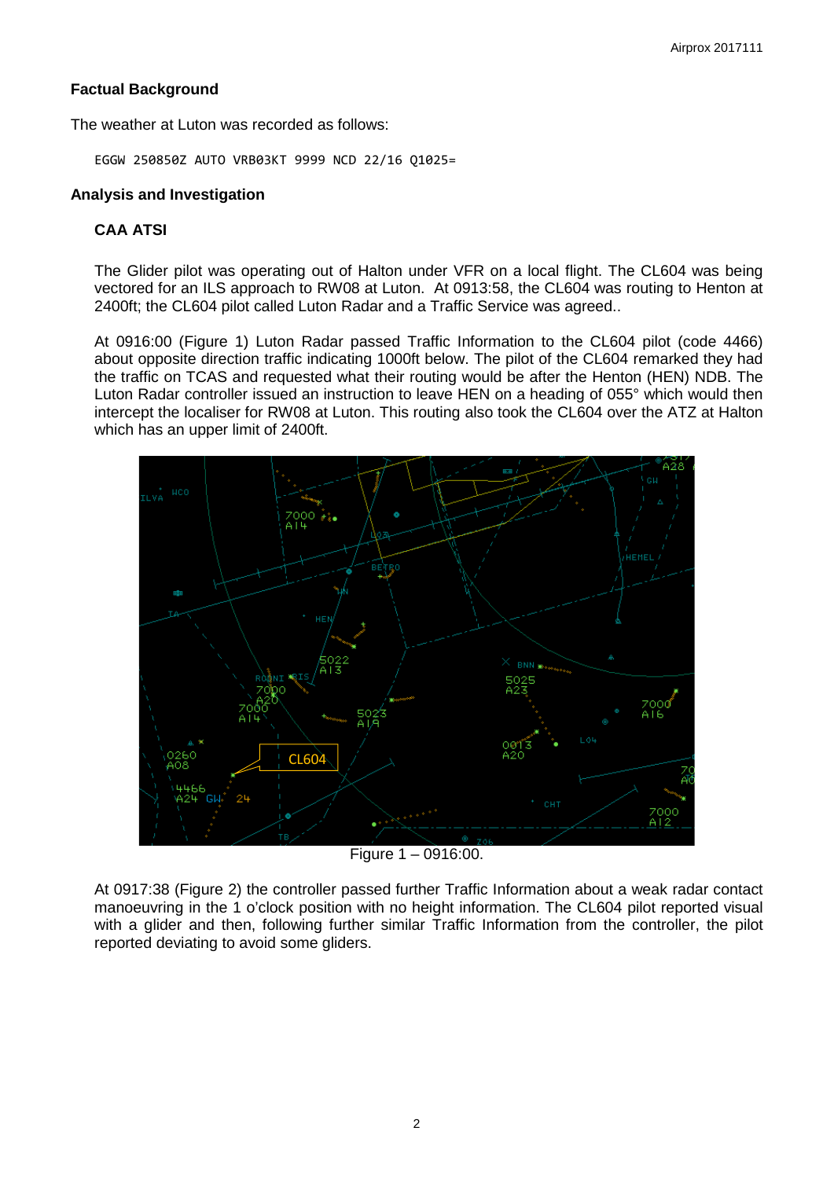## Factual Background

The weather at Luton was recorded as follows:

```
EGGW 250850Z AUTO VRB03KT 9999 NCD 22/16 Q1025=
```

## Analysis and Investigation

### CAA ATSI

The Glider pilot was operating out of Halton under VFR on a local flight. The CL604 was being vectored for an ILS approach to RW08 at Luton. At 0913:58, the CL604 was routing to Henton at 2400ft; the CL604 pilot called Luton Radar and a Traffic Service was agreed..

At 0916:00 (Figure 1) Luton Radar passed Traffic Information to the CL604 pilot (code 4466) about opposite direction traffic indicating 1000ft below. The pilot of the CL604 remarked they had the traffic on TCAS and requested what their routing would be after the Henton (HEN) NDB. The Luton Radar controller issued an instruction to leave HEN on a heading of 055° which would then intercept the localiser for RW08 at Luton. This routing also took the CL604 over the ATZ at Halton which has an upper limit of 2400ft.

Figure 1 – 0916:00.

At 0917:38 (Figure 2) the controller passed further Traffic Information about a weak radar contact manoeuvring in the 1 o'clock position with no height information. The CL604 pilot reported visual with a glider and then, following further similar Traffic Information from the controller, the pilot reported deviating to avoid some gliders.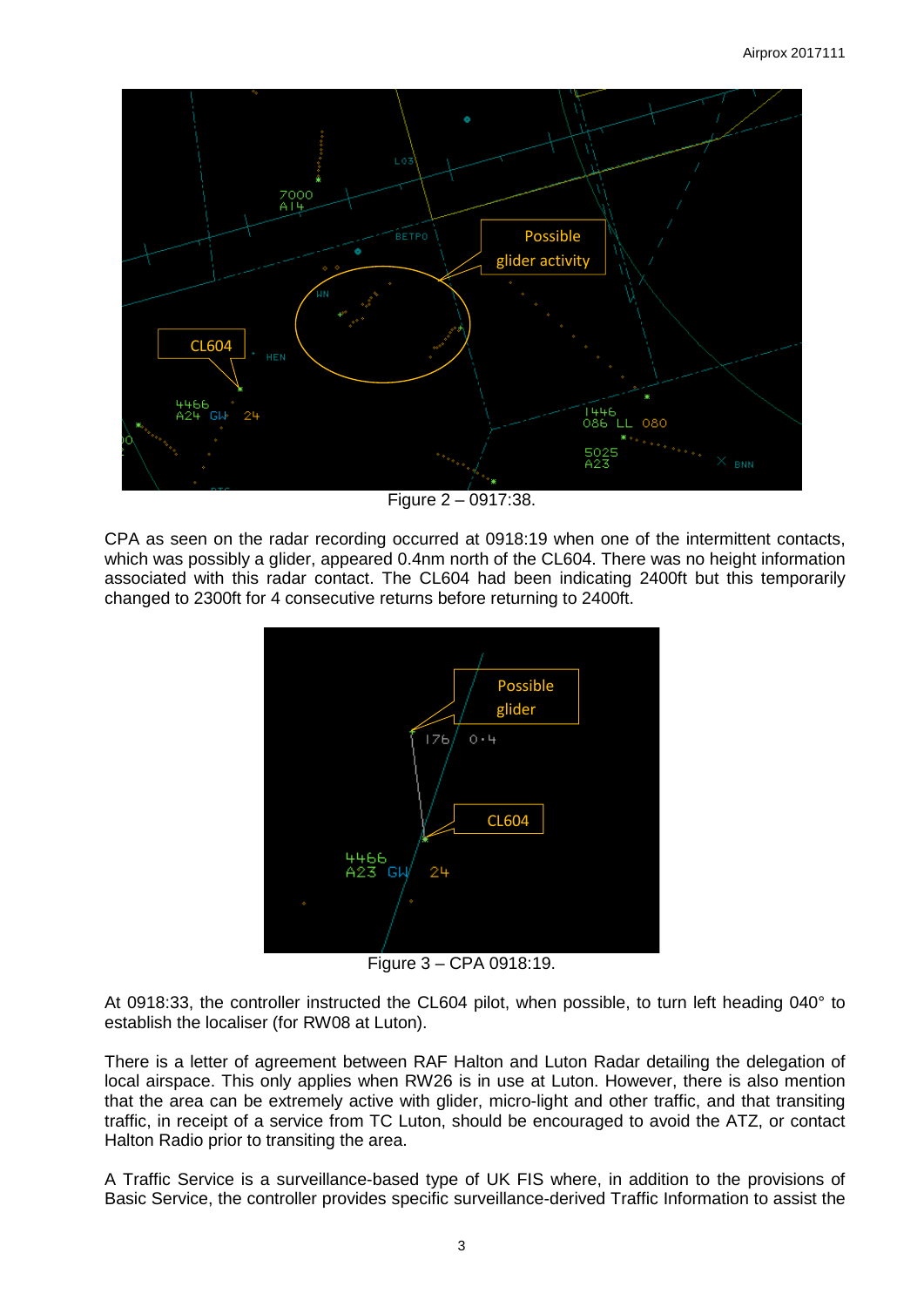Figure 2 – 0917:38.

CPA as seen on the radar recording occurred at 0918:19 when one of the intermittent contacts, which was possibly a glider, appeared 0.4nm north of the CL604. There was no height information associated with this radar contact. The CL604 had been indicating 2400ft but this temporarily changed to 2300ft for 4 consecutive returns before returning to 2400ft.

Figure 3 – CPA 0918:19.

At 0918:33, the controller instructed the CL604 pilot, when possible, to turn left heading 040° to establish the localiser (for RW08 at Luton).

There is a letter of agreement between RAF Halton and Luton Radar detailing the delegation of local airspace. This only applies when RW26 is in use at Luton. However, there is also mention that the area can be extremely active with glider, micro-light and other traffic, and that transiting traffic, in receipt of a service from TC Luton, should be encouraged to avoid the ATZ, or contact Halton Radio prior to transiting the area.

A Traffic Service is a surveillance-based type of UK FIS where, in addition to the provisions of Basic Service, the controller provides specific surveillance-derived Traffic Information to assist the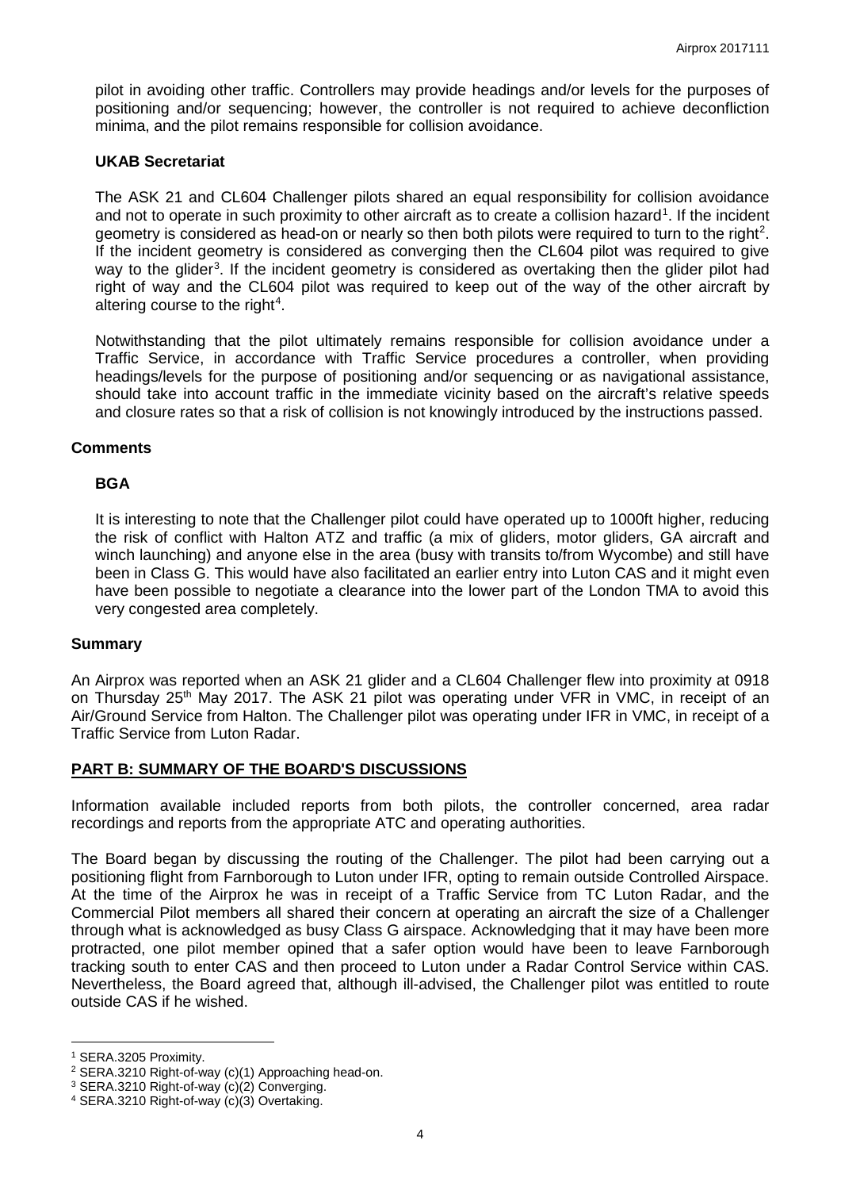pilot in avoiding other traffic. Controllers may provide headings and/or levels for the purposes of positioning and/or sequencing; however, the controller is not required to achieve deconfliction minima, and the pilot remains responsible for collision avoidance.

### UKAB Secretariat

The ASK 21 and CL604 Challenger pilots shared an equal responsibility for collision avoidance and not to operate in such proximity to other aircraft as to create a collision hazard[1]. If the incident geometry is considered as head-on or nearly so then both pilots were required to turn to the right[2]. If the incident geometry is considered as converging then the CL604 pilot was required to give way to the glider[3]. If the incident geometry is considered as overtaking then the glider pilot had right of way and the CL604 pilot was required to keep out of the way of the other aircraft by altering course to the right[4].

Notwithstanding that the pilot ultimately remains responsible for collision avoidance under a Traffic Service, in accordance with Traffic Service procedures a controller, when providing headings/levels for the purpose of positioning and/or sequencing or as navigational assistance, should take into account traffic in the immediate vicinity based on the aircraft's relative speeds and closure rates so that a risk of collision is not knowingly introduced by the instructions passed.

## Comments

### BGA

It is interesting to note that the Challenger pilot could have operated up to 1000ft higher, reducing the risk of conflict with Halton ATZ and traffic (a mix of gliders, motor gliders, GA aircraft and winch launching) and anyone else in the area (busy with transits to/from Wycombe) and still have been in Class G. This would have also facilitated an earlier entry into Luton CAS and it might even have been possible to negotiate a clearance into the lower part of the London TMA to avoid this very congested area completely.

## Summary

An Airprox was reported when an ASK 21 glider and a CL604 Challenger flew into proximity at 0918 on Thursday 25th May 2017. The ASK 21 pilot was operating under VFR in VMC, in receipt of an Air/Ground Service from Halton. The Challenger pilot was operating under IFR in VMC, in receipt of a Traffic Service from Luton Radar.

## PART B: SUMMARY OF THE BOARD'S DISCUSSIONS

Information available included reports from both pilots, the controller concerned, area radar recordings and reports from the appropriate ATC and operating authorities.

The Board began by discussing the routing of the Challenger. The pilot had been carrying out a positioning flight from Farnborough to Luton under IFR, opting to remain outside Controlled Airspace. At the time of the Airprox he was in receipt of a Traffic Service from TC Luton Radar, and the Commercial Pilot members all shared their concern at operating an aircraft the size of a Challenger through what is acknowledged as busy Class G airspace. Acknowledging that it may have been more protracted, one pilot member opined that a safer option would have been to leave Farnborough tracking south to enter CAS and then proceed to Luton under a Radar Control Service within CAS. Nevertheless, the Board agreed that, although ill-advised, the Challenger pilot was entitled to route outside CAS if he wished.

---

[1] SERA.3205 Proximity.
[2] SERA.3210 Right-of-way (c)(1) Approaching head-on.
[3] SERA.3210 Right-of-way (c)(2) Converging.
[4] SERA.3210 Right-of-way (c)(3) Overtaking.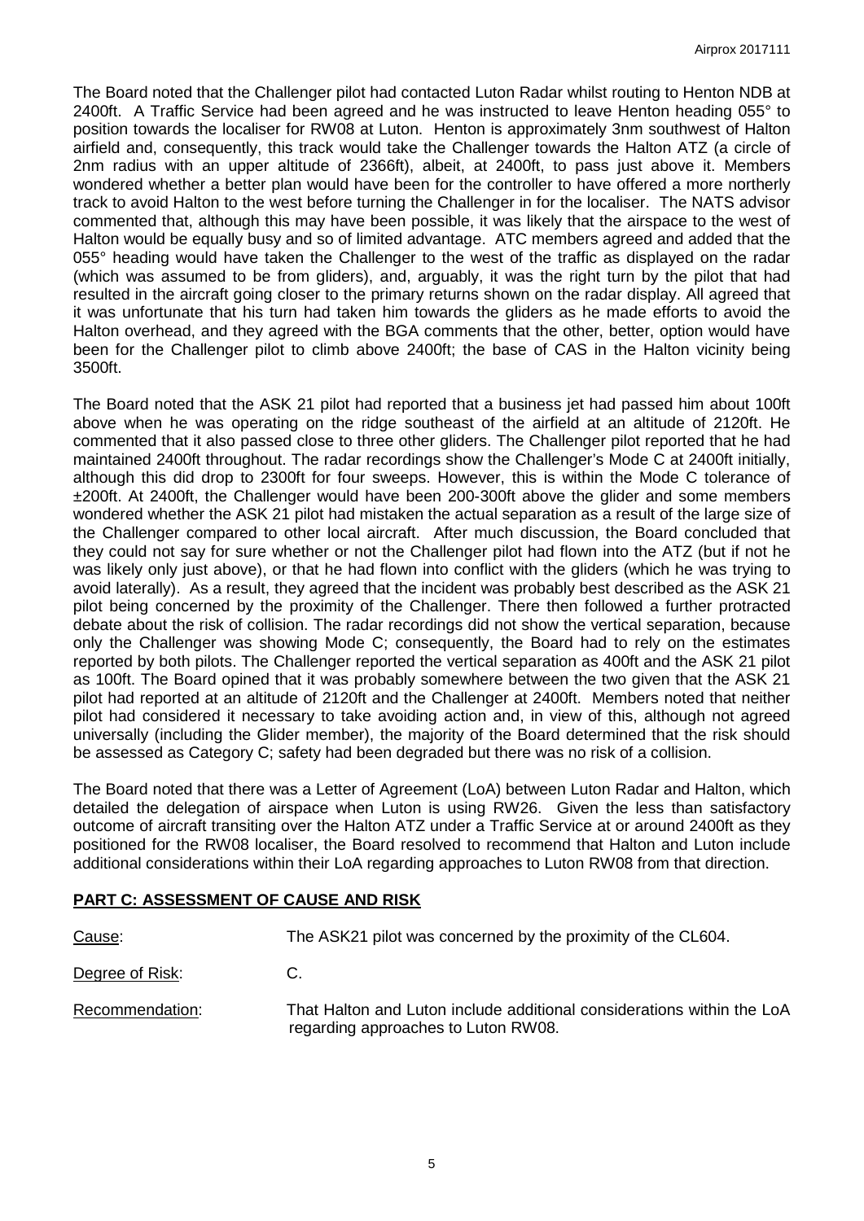The Board noted that the Challenger pilot had contacted Luton Radar whilst routing to Henton NDB at 2400ft. A Traffic Service had been agreed and he was instructed to leave Henton heading 055° to position towards the localiser for RW08 at Luton. Henton is approximately 3nm southwest of Halton airfield and, consequently, this track would take the Challenger towards the Halton ATZ (a circle of 2nm radius with an upper altitude of 2366ft), albeit, at 2400ft, to pass just above it. Members wondered whether a better plan would have been for the controller to have offered a more northerly track to avoid Halton to the west before turning the Challenger in for the localiser. The NATS advisor commented that, although this may have been possible, it was likely that the airspace to the west of Halton would be equally busy and so of limited advantage. ATC members agreed and added that the 055° heading would have taken the Challenger to the west of the traffic as displayed on the radar (which was assumed to be from gliders), and, arguably, it was the right turn by the pilot that had resulted in the aircraft going closer to the primary returns shown on the radar display. All agreed that it was unfortunate that his turn had taken him towards the gliders as he made efforts to avoid the Halton overhead, and they agreed with the BGA comments that the other, better, option would have been for the Challenger pilot to climb above 2400ft; the base of CAS in the Halton vicinity being 3500ft.

The Board noted that the ASK 21 pilot had reported that a business jet had passed him about 100ft above when he was operating on the ridge southeast of the airfield at an altitude of 2120ft. He commented that it also passed close to three other gliders. The Challenger pilot reported that he had maintained 2400ft throughout. The radar recordings show the Challenger's Mode C at 2400ft initially, although this did drop to 2300ft for four sweeps. However, this is within the Mode C tolerance of ±200ft. At 2400ft, the Challenger would have been 200-300ft above the glider and some members wondered whether the ASK 21 pilot had mistaken the actual separation as a result of the large size of the Challenger compared to other local aircraft. After much discussion, the Board concluded that they could not say for sure whether or not the Challenger pilot had flown into the ATZ (but if not he was likely only just above), or that he had flown into conflict with the gliders (which he was trying to avoid laterally). As a result, they agreed that the incident was probably best described as the ASK 21 pilot being concerned by the proximity of the Challenger. There then followed a further protracted debate about the risk of collision. The radar recordings did not show the vertical separation, because only the Challenger was showing Mode C; consequently, the Board had to rely on the estimates reported by both pilots. The Challenger reported the vertical separation as 400ft and the ASK 21 pilot as 100ft. The Board opined that it was probably somewhere between the two given that the ASK 21 pilot had reported at an altitude of 2120ft and the Challenger at 2400ft. Members noted that neither pilot had considered it necessary to take avoiding action and, in view of this, although not agreed universally (including the Glider member), the majority of the Board determined that the risk should be assessed as Category C; safety had been degraded but there was no risk of a collision.

The Board noted that there was a Letter of Agreement (LoA) between Luton Radar and Halton, which detailed the delegation of airspace when Luton is using RW26. Given the less than satisfactory outcome of aircraft transiting over the Halton ATZ under a Traffic Service at or around 2400ft as they positioned for the RW08 localiser, the Board resolved to recommend that Halton and Luton include additional considerations within their LoA regarding approaches to Luton RW08 from that direction.

## PART C: ASSESSMENT OF CAUSE AND RISK

| | |
|---|---|
| Cause: | The ASK21 pilot was concerned by the proximity of the CL604. |
| Degree of Risk: | C. |
| Recommendation: | That Halton and Luton include additional considerations within the LoA regarding approaches to Luton RW08. |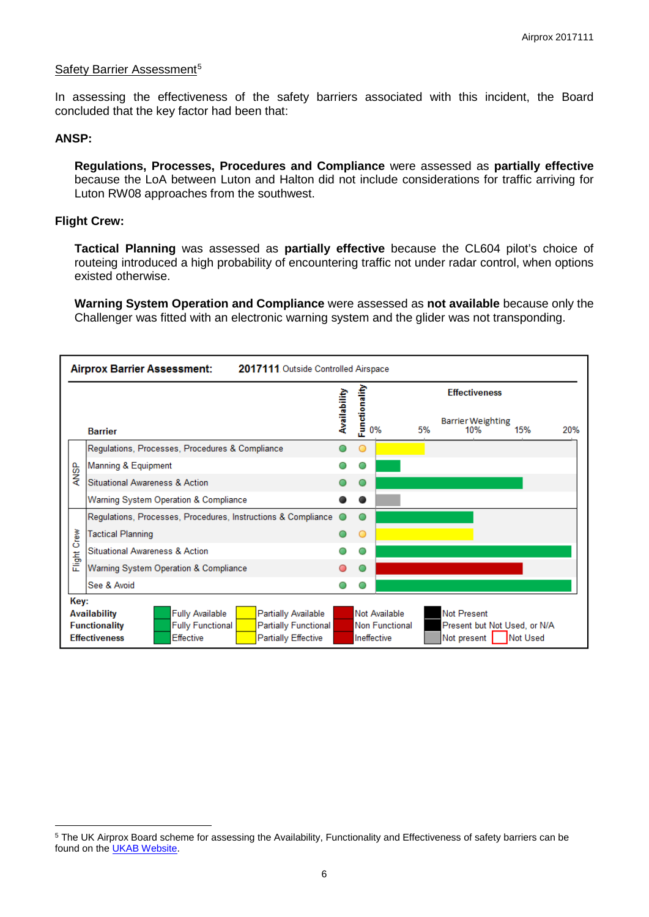Safety Barrier Assessment[5]

In assessing the effectiveness of the safety barriers associated with this incident, the Board concluded that the key factor had been that:

**ANSP:**

**Regulations, Processes, Procedures and Compliance** were assessed as **partially effective** because the LoA between Luton and Halton did not include considerations for traffic arriving for Luton RW08 approaches from the southwest.

**Flight Crew:**

**Tactical Planning** was assessed as **partially effective** because the CL604 pilot's choice of routeing introduced a high probability of encountering traffic not under radar control, when options existed otherwise.

**Warning System Operation and Compliance** were assessed as **not available** because only the Challenger was fitted with an electronic warning system and the glider was not transponding.

**Airprox Barrier Assessment:** **2017111** Outside Controlled Airspace

Barrier
Availability
Functionality
Effectiveness
Barrier Weighting
0%
5%
10%
15%
20%

ANSP
Regulations, Processes, Procedures & Compliance
Manning & Equipment
Situational Awareness & Action
Warning System Operation & Compliance

Flight Crew
Regulations, Processes, Procedures, Instructions & Compliance
Tactical Planning
Situational Awareness & Action
Warning System Operation & Compliance
See & Avoid

Key:
Availability: Fully Available, Partially Available, Not Available, Not Present
Functionality: Fully Functional, Partially Functional, Non Functional, Present but Not Used, or N/A
Effectiveness: Effective, Partially Effective, Ineffective, Not present, Not Used

[5] The UK Airprox Board scheme for assessing the Availability, Functionality and Effectiveness of safety barriers can be found on the UKAB Website.